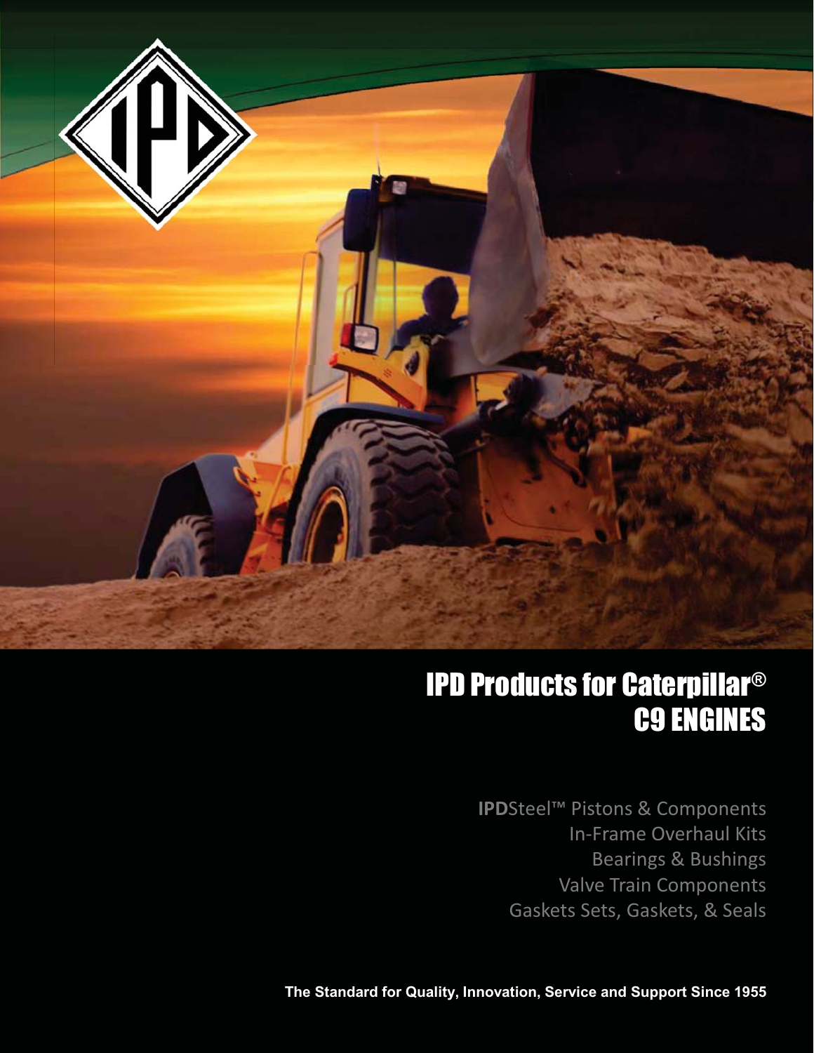# IPD Products for Caterpillar® C9 ENGINES

**IPD**Steel™ Pistons & Components
In-Frame Overhaul Kits
Bearings & Bushings
Valve Train Components
Gaskets Sets, Gaskets, & Seals

**The Standard for Quality, Innovation, Service and Support Since 1955**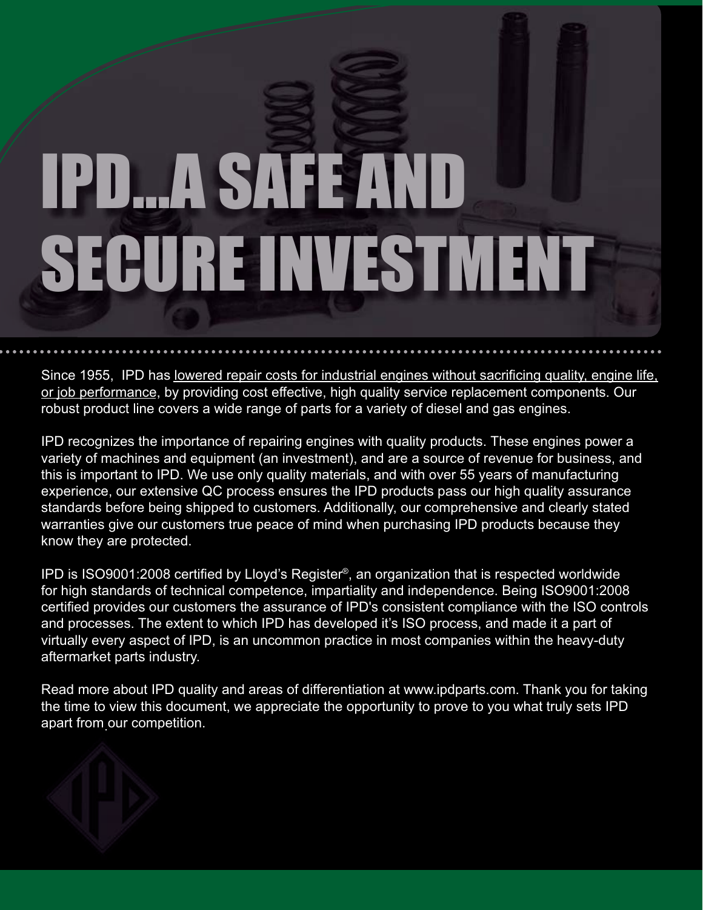# IPD...A SAFE AND SECURE INVESTMENT

Since 1955, IPD has lowered repair costs for industrial engines without sacrificing quality, engine life, or job performance, by providing cost effective, high quality service replacement components. Our robust product line covers a wide range of parts for a variety of diesel and gas engines.

IPD recognizes the importance of repairing engines with quality products. These engines power a variety of machines and equipment (an investment), and are a source of revenue for business, and this is important to IPD. We use only quality materials, and with over 55 years of manufacturing experience, our extensive QC process ensures the IPD products pass our high quality assurance standards before being shipped to customers. Additionally, our comprehensive and clearly stated warranties give our customers true peace of mind when purchasing IPD products because they know they are protected.

IPD is ISO9001:2008 certified by Lloyd's Register®, an organization that is respected worldwide for high standards of technical competence, impartiality and independence. Being ISO9001:2008 certified provides our customers the assurance of IPD's consistent compliance with the ISO controls and processes. The extent to which IPD has developed it's ISO process, and made it a part of virtually every aspect of IPD, is an uncommon practice in most companies within the heavy-duty aftermarket parts industry.

Read more about IPD quality and areas of differentiation at www.ipdparts.com. Thank you for taking the time to view this document, we appreciate the opportunity to prove to you what truly sets IPD apart from our competition.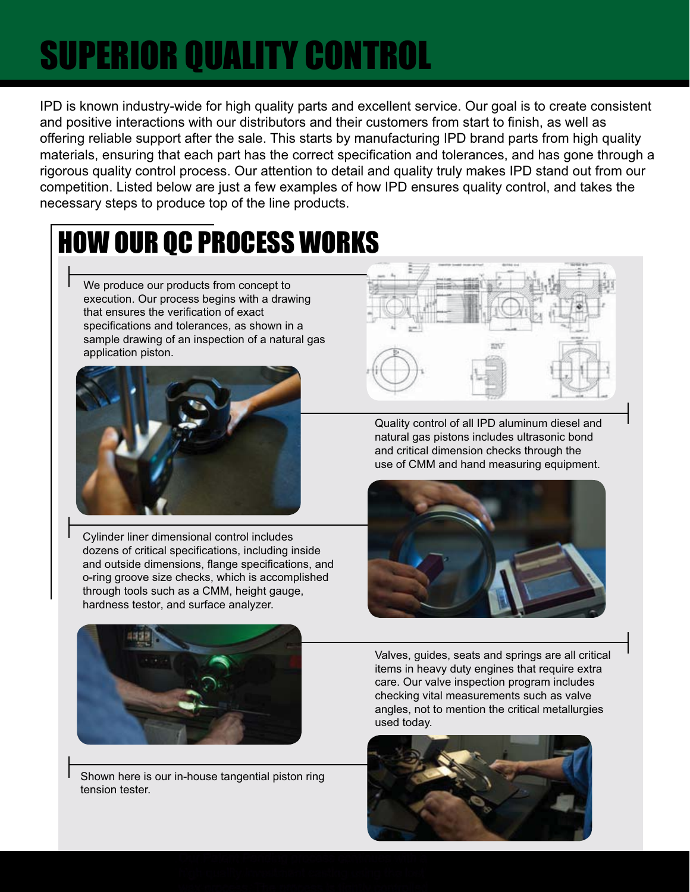# SUPERIOR QUALITY CONTROL

IPD is known industry-wide for high quality parts and excellent service. Our goal is to create consistent and positive interactions with our distributors and their customers from start to finish, as well as offering reliable support after the sale. This starts by manufacturing IPD brand parts from high quality materials, ensuring that each part has the correct specification and tolerances, and has gone through a rigorous quality control process. Our attention to detail and quality truly makes IPD stand out from our competition. Listed below are just a few examples of how IPD ensures quality control, and takes the necessary steps to produce top of the line products.

## HOW OUR QC PROCESS WORKS

We produce our products from concept to execution. Our process begins with a drawing that ensures the verification of exact specifications and tolerances, as shown in a sample drawing of an inspection of a natural gas application piston.

Quality control of all IPD aluminum diesel and natural gas pistons includes ultrasonic bond and critical dimension checks through the use of CMM and hand measuring equipment.

Cylinder liner dimensional control includes dozens of critical specifications, including inside and outside dimensions, flange specifications, and o-ring groove size checks, which is accomplished through tools such as a CMM, height gauge, hardness testor, and surface analyzer.

Valves, guides, seats and springs are all critical items in heavy duty engines that require extra care. Our valve inspection program includes checking vital measurements such as valve angles, not to mention the critical metallurgies used today.

Shown here is our in-house tangential piston ring tension tester.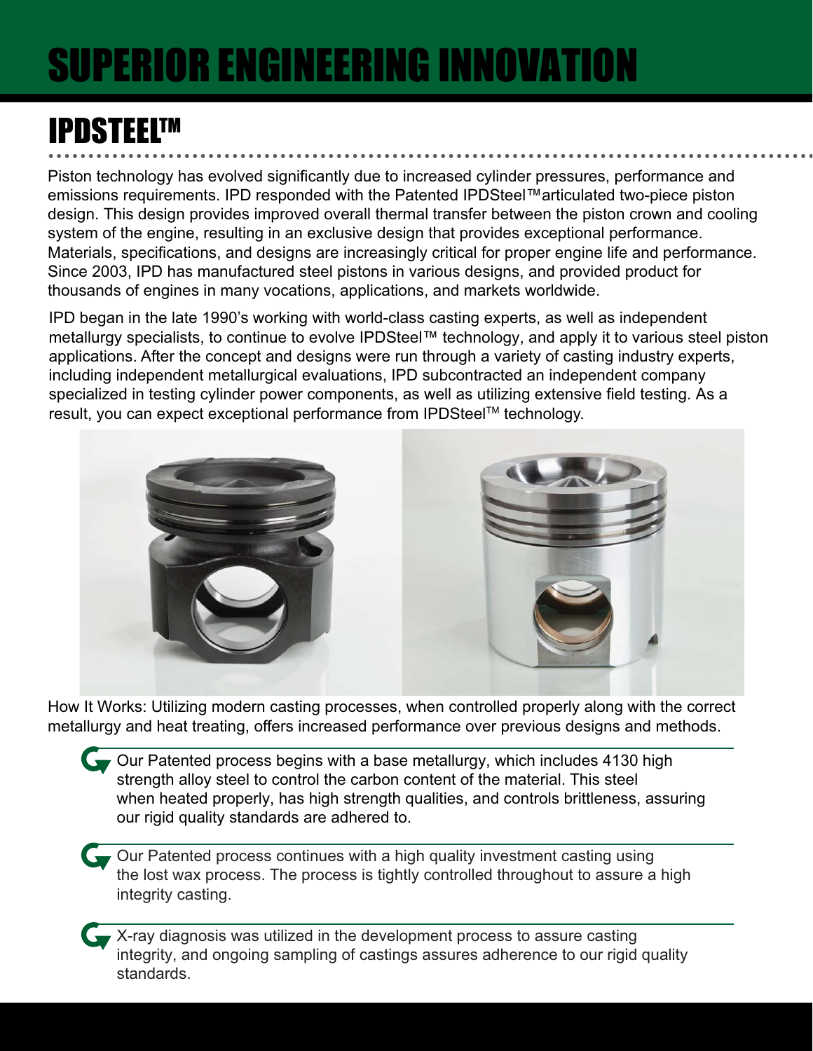# SUPERIOR ENGINEERING INNOVATION

## IPDSTEEL™

Piston technology has evolved significantly due to increased cylinder pressures, performance and emissions requirements. IPD responded with the Patented IPDSteel™articulated two-piece piston design. This design provides improved overall thermal transfer between the piston crown and cooling system of the engine, resulting in an exclusive design that provides exceptional performance. Materials, specifications, and designs are increasingly critical for proper engine life and performance. Since 2003, IPD has manufactured steel pistons in various designs, and provided product for thousands of engines in many vocations, applications, and markets worldwide.

IPD began in the late 1990's working with world-class casting experts, as well as independent metallurgy specialists, to continue to evolve IPDSteel™ technology, and apply it to various steel piston applications. After the concept and designs were run through a variety of casting industry experts, including independent metallurgical evaluations, IPD subcontracted an independent company specialized in testing cylinder power components, as well as utilizing extensive field testing. As a result, you can expect exceptional performance from IPDSteel™ technology.

How It Works: Utilizing modern casting processes, when controlled properly along with the correct metallurgy and heat treating, offers increased performance over previous designs and methods.

- Our Patented process begins with a base metallurgy, which includes 4130 high strength alloy steel to control the carbon content of the material. This steel when heated properly, has high strength qualities, and controls brittleness, assuring our rigid quality standards are adhered to.
- Our Patented process continues with a high quality investment casting using the lost wax process. The process is tightly controlled throughout to assure a high integrity casting.
- X-ray diagnosis was utilized in the development process to assure casting integrity, and ongoing sampling of castings assures adherence to our rigid quality standards.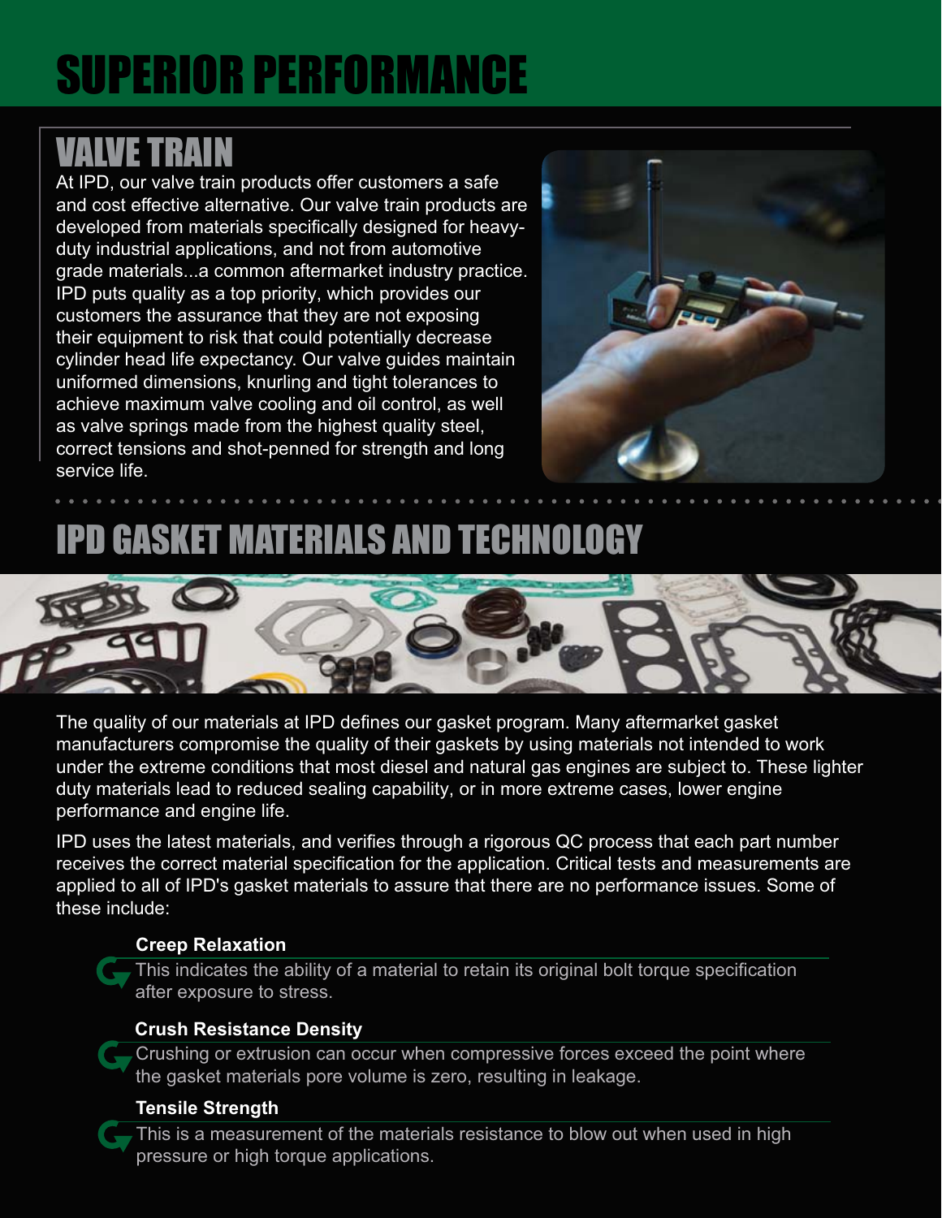# SUPERIOR PERFORMANCE

## VALVE TRAIN

At IPD, our valve train products offer customers a safe and cost effective alternative. Our valve train products are developed from materials specifically designed for heavy-duty industrial applications, and not from automotive grade materials...a common aftermarket industry practice. IPD puts quality as a top priority, which provides our customers the assurance that they are not exposing their equipment to risk that could potentially decrease cylinder head life expectancy. Our valve guides maintain uniformed dimensions, knurling and tight tolerances to achieve maximum valve cooling and oil control, as well as valve springs made from the highest quality steel, correct tensions and shot-penned for strength and long service life.

## IPD GASKET MATERIALS AND TECHNOLOGY

The quality of our materials at IPD defines our gasket program. Many aftermarket gasket manufacturers compromise the quality of their gaskets by using materials not intended to work under the extreme conditions that most diesel and natural gas engines are subject to. These lighter duty materials lead to reduced sealing capability, or in more extreme cases, lower engine performance and engine life.

IPD uses the latest materials, and verifies through a rigorous QC process that each part number receives the correct material specification for the application. Critical tests and measurements are applied to all of IPD's gasket materials to assure that there are no performance issues. Some of these include:

**Creep Relaxation**

This indicates the ability of a material to retain its original bolt torque specification after exposure to stress.

**Crush Resistance Density**

Crushing or extrusion can occur when compressive forces exceed the point where the gasket materials pore volume is zero, resulting in leakage.

**Tensile Strength**

This is a measurement of the materials resistance to blow out when used in high pressure or high torque applications.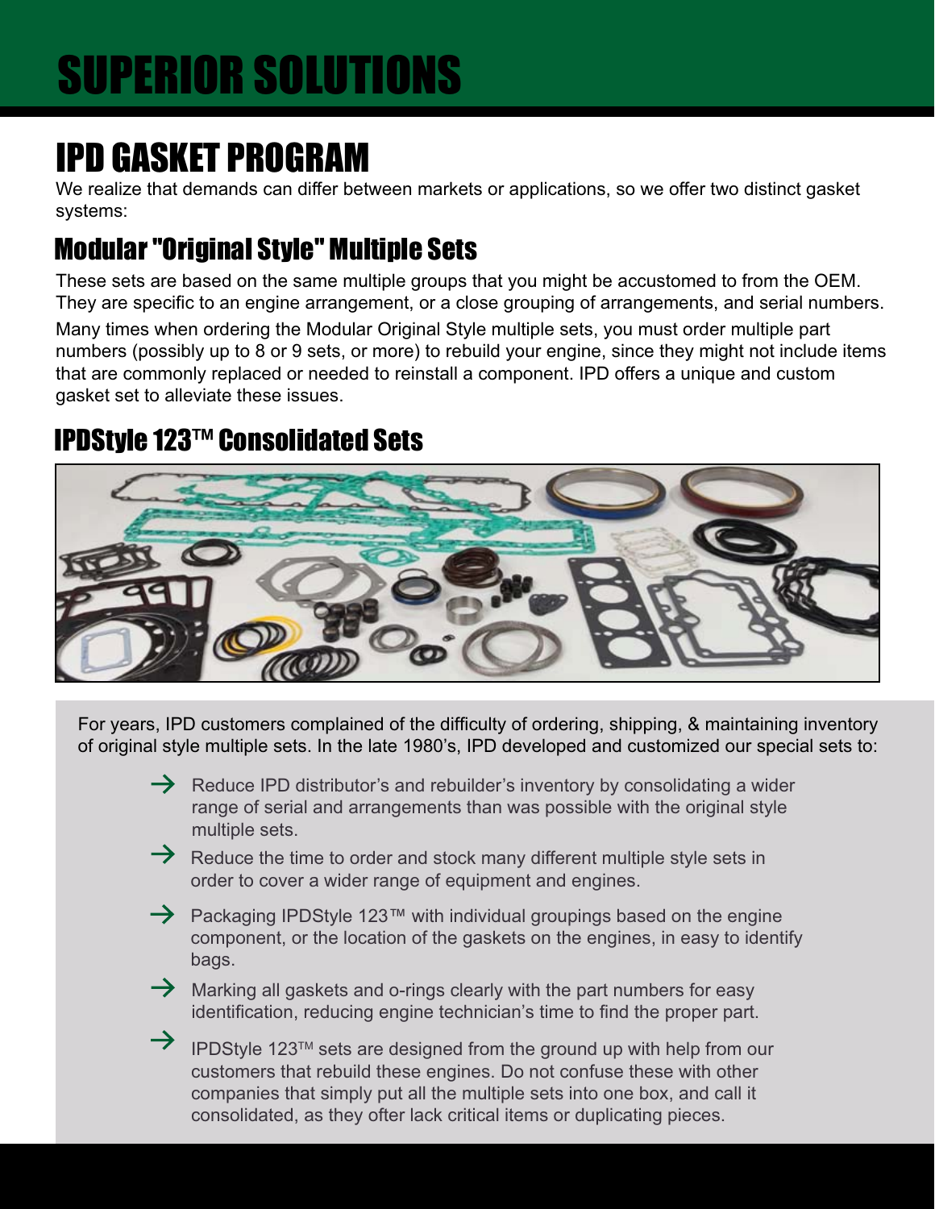# SUPERIOR SOLUTIONS

## IPD GASKET PROGRAM

We realize that demands can differ between markets or applications, so we offer two distinct gasket systems:

### Modular "Original Style" Multiple Sets

These sets are based on the same multiple groups that you might be accustomed to from the OEM. They are specific to an engine arrangement, or a close grouping of arrangements, and serial numbers.

Many times when ordering the Modular Original Style multiple sets, you must order multiple part numbers (possibly up to 8 or 9 sets, or more) to rebuild your engine, since they might not include items that are commonly replaced or needed to reinstall a component. IPD offers a unique and custom gasket set to alleviate these issues.

### IPDStyle 123™ Consolidated Sets

For years, IPD customers complained of the difficulty of ordering, shipping, & maintaining inventory of original style multiple sets. In the late 1980's, IPD developed and customized our special sets to:

- Reduce IPD distributor's and rebuilder's inventory by consolidating a wider range of serial and arrangements than was possible with the original style multiple sets.
- Reduce the time to order and stock many different multiple style sets in order to cover a wider range of equipment and engines.
- Packaging IPDStyle 123™ with individual groupings based on the engine component, or the location of the gaskets on the engines, in easy to identify bags.
- Marking all gaskets and o-rings clearly with the part numbers for easy identification, reducing engine technician's time to find the proper part.
- IPDStyle 123™ sets are designed from the ground up with help from our customers that rebuild these engines. Do not confuse these with other companies that simply put all the multiple sets into one box, and call it consolidated, as they ofter lack critical items or duplicating pieces.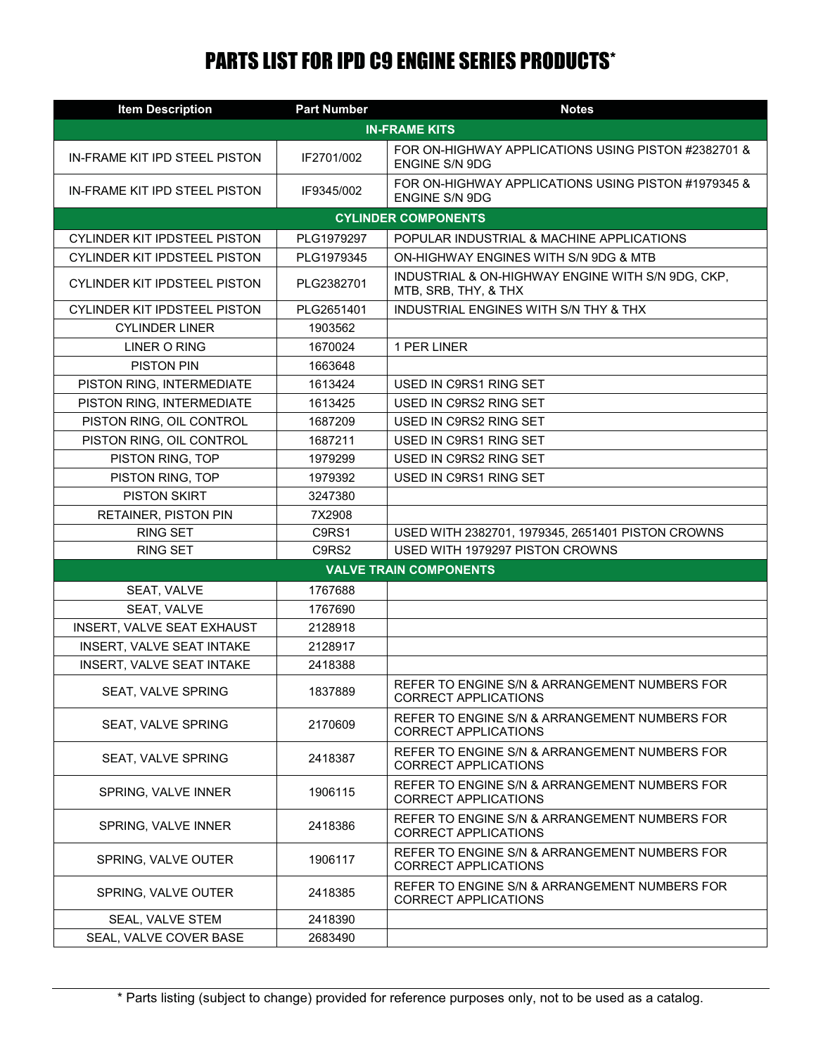# PARTS LIST FOR IPD C9 ENGINE SERIES PRODUCTS*

| Item Description | Part Number | Notes |
|---|---|---|
| **IN-FRAME KITS** | | |
| IN-FRAME KIT IPD STEEL PISTON | IF2701/002 | FOR ON-HIGHWAY APPLICATIONS USING PISTON #2382701 & ENGINE S/N 9DG |
| IN-FRAME KIT IPD STEEL PISTON | IF9345/002 | FOR ON-HIGHWAY APPLICATIONS USING PISTON #1979345 & ENGINE S/N 9DG |
| **CYLINDER COMPONENTS** | | |
| CYLINDER KIT IPDSTEEL PISTON | PLG1979297 | POPULAR INDUSTRIAL & MACHINE APPLICATIONS |
| CYLINDER KIT IPDSTEEL PISTON | PLG1979345 | ON-HIGHWAY ENGINES WITH S/N 9DG & MTB |
| CYLINDER KIT IPDSTEEL PISTON | PLG2382701 | INDUSTRIAL & ON-HIGHWAY ENGINE WITH S/N 9DG, CKP, MTB, SRB, THY, & THX |
| CYLINDER KIT IPDSTEEL PISTON | PLG2651401 | INDUSTRIAL ENGINES WITH S/N THY & THX |
| CYLINDER LINER | 1903562 | |
| LINER O RING | 1670024 | 1 PER LINER |
| PISTON PIN | 1663648 | |
| PISTON RING, INTERMEDIATE | 1613424 | USED IN C9RS1 RING SET |
| PISTON RING, INTERMEDIATE | 1613425 | USED IN C9RS2 RING SET |
| PISTON RING, OIL CONTROL | 1687209 | USED IN C9RS2 RING SET |
| PISTON RING, OIL CONTROL | 1687211 | USED IN C9RS1 RING SET |
| PISTON RING, TOP | 1979299 | USED IN C9RS2 RING SET |
| PISTON RING, TOP | 1979392 | USED IN C9RS1 RING SET |
| PISTON SKIRT | 3247380 | |
| RETAINER, PISTON PIN | 7X2908 | |
| RING SET | C9RS1 | USED WITH 2382701, 1979345, 2651401 PISTON CROWNS |
| RING SET | C9RS2 | USED WITH 1979297 PISTON CROWNS |
| **VALVE TRAIN COMPONENTS** | | |
| SEAT, VALVE | 1767688 | |
| SEAT, VALVE | 1767690 | |
| INSERT, VALVE SEAT EXHAUST | 2128918 | |
| INSERT, VALVE SEAT INTAKE | 2128917 | |
| INSERT, VALVE SEAT INTAKE | 2418388 | |
| SEAT, VALVE SPRING | 1837889 | REFER TO ENGINE S/N & ARRANGEMENT NUMBERS FOR CORRECT APPLICATIONS |
| SEAT, VALVE SPRING | 2170609 | REFER TO ENGINE S/N & ARRANGEMENT NUMBERS FOR CORRECT APPLICATIONS |
| SEAT, VALVE SPRING | 2418387 | REFER TO ENGINE S/N & ARRANGEMENT NUMBERS FOR CORRECT APPLICATIONS |
| SPRING, VALVE INNER | 1906115 | REFER TO ENGINE S/N & ARRANGEMENT NUMBERS FOR CORRECT APPLICATIONS |
| SPRING, VALVE INNER | 2418386 | REFER TO ENGINE S/N & ARRANGEMENT NUMBERS FOR CORRECT APPLICATIONS |
| SPRING, VALVE OUTER | 1906117 | REFER TO ENGINE S/N & ARRANGEMENT NUMBERS FOR CORRECT APPLICATIONS |
| SPRING, VALVE OUTER | 2418385 | REFER TO ENGINE S/N & ARRANGEMENT NUMBERS FOR CORRECT APPLICATIONS |
| SEAL, VALVE STEM | 2418390 | |
| SEAL, VALVE COVER BASE | 2683490 | |

* Parts listing (subject to change) provided for reference purposes only, not to be used as a catalog.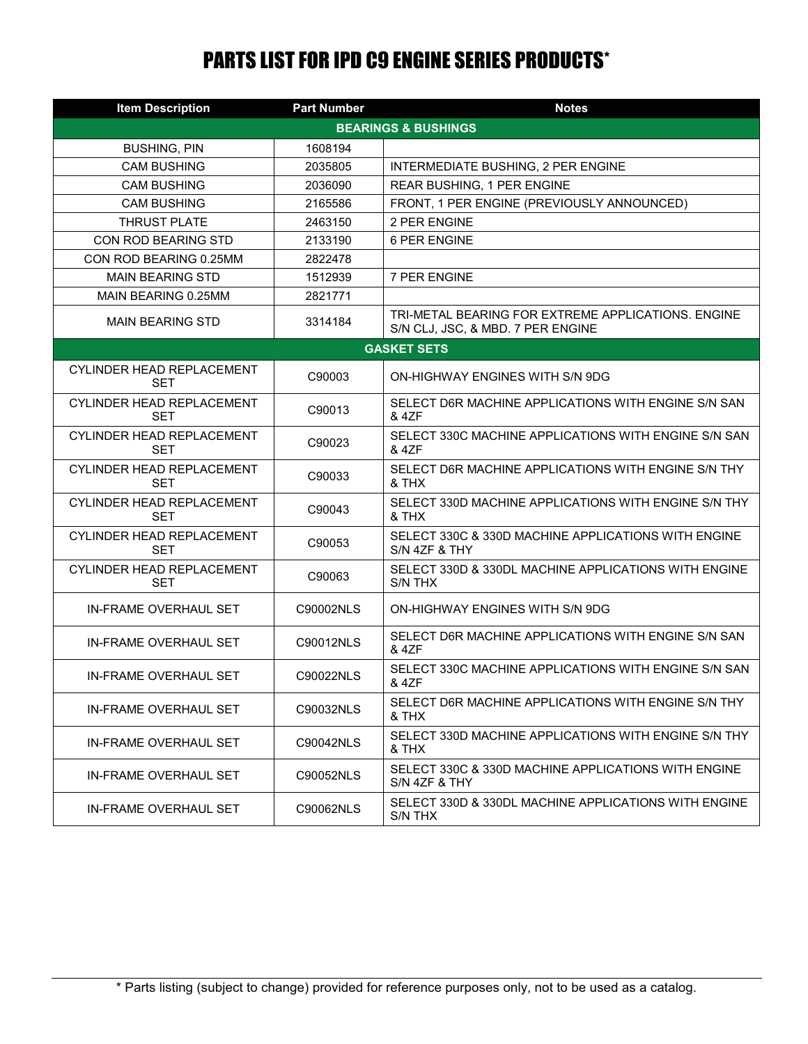# PARTS LIST FOR IPD C9 ENGINE SERIES PRODUCTS*

| Item Description | Part Number | Notes |
|---|---|---|
| **BEARINGS & BUSHINGS** | | |
| BUSHING, PIN | 1608194 | |
| CAM BUSHING | 2035805 | INTERMEDIATE BUSHING, 2 PER ENGINE |
| CAM BUSHING | 2036090 | REAR BUSHING, 1 PER ENGINE |
| CAM BUSHING | 2165586 | FRONT, 1 PER ENGINE (PREVIOUSLY ANNOUNCED) |
| THRUST PLATE | 2463150 | 2 PER ENGINE |
| CON ROD BEARING STD | 2133190 | 6 PER ENGINE |
| CON ROD BEARING 0.25MM | 2822478 | |
| MAIN BEARING STD | 1512939 | 7 PER ENGINE |
| MAIN BEARING 0.25MM | 2821771 | |
| MAIN BEARING STD | 3314184 | TRI-METAL BEARING FOR EXTREME APPLICATIONS. ENGINE S/N CLJ, JSC, & MBD. 7 PER ENGINE |
| **GASKET SETS** | | |
| CYLINDER HEAD REPLACEMENT SET | C90003 | ON-HIGHWAY ENGINES WITH S/N 9DG |
| CYLINDER HEAD REPLACEMENT SET | C90013 | SELECT D6R MACHINE APPLICATIONS WITH ENGINE S/N SAN & 4ZF |
| CYLINDER HEAD REPLACEMENT SET | C90023 | SELECT 330C MACHINE APPLICATIONS WITH ENGINE S/N SAN & 4ZF |
| CYLINDER HEAD REPLACEMENT SET | C90033 | SELECT D6R MACHINE APPLICATIONS WITH ENGINE S/N THY & THX |
| CYLINDER HEAD REPLACEMENT SET | C90043 | SELECT 330D MACHINE APPLICATIONS WITH ENGINE S/N THY & THX |
| CYLINDER HEAD REPLACEMENT SET | C90053 | SELECT 330C & 330D MACHINE APPLICATIONS WITH ENGINE S/N 4ZF & THY |
| CYLINDER HEAD REPLACEMENT SET | C90063 | SELECT 330D & 330DL MACHINE APPLICATIONS WITH ENGINE S/N THX |
| IN-FRAME OVERHAUL SET | C90002NLS | ON-HIGHWAY ENGINES WITH S/N 9DG |
| IN-FRAME OVERHAUL SET | C90012NLS | SELECT D6R MACHINE APPLICATIONS WITH ENGINE S/N SAN & 4ZF |
| IN-FRAME OVERHAUL SET | C90022NLS | SELECT 330C MACHINE APPLICATIONS WITH ENGINE S/N SAN & 4ZF |
| IN-FRAME OVERHAUL SET | C90032NLS | SELECT D6R MACHINE APPLICATIONS WITH ENGINE S/N THY & THX |
| IN-FRAME OVERHAUL SET | C90042NLS | SELECT 330D MACHINE APPLICATIONS WITH ENGINE S/N THY & THX |
| IN-FRAME OVERHAUL SET | C90052NLS | SELECT 330C & 330D MACHINE APPLICATIONS WITH ENGINE S/N 4ZF & THY |
| IN-FRAME OVERHAUL SET | C90062NLS | SELECT 330D & 330DL MACHINE APPLICATIONS WITH ENGINE S/N THX |

* Parts listing (subject to change) provided for reference purposes only, not to be used as a catalog.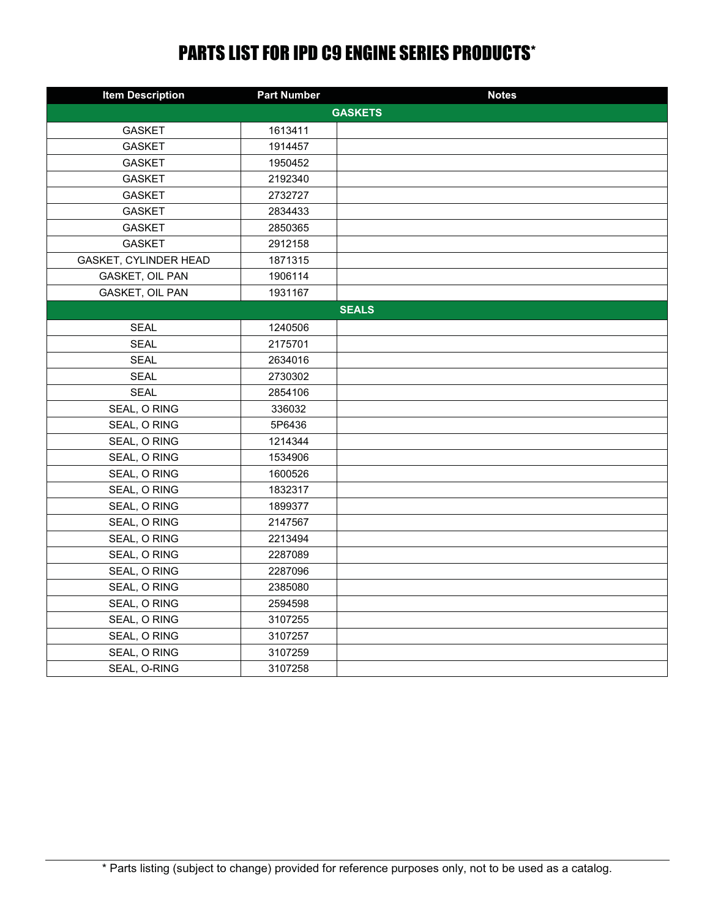# PARTS LIST FOR IPD C9 ENGINE SERIES PRODUCTS*

| Item Description | Part Number | Notes |
|---|---|---|
| **GASKETS** | | |
| GASKET | 1613411 | |
| GASKET | 1914457 | |
| GASKET | 1950452 | |
| GASKET | 2192340 | |
| GASKET | 2732727 | |
| GASKET | 2834433 | |
| GASKET | 2850365 | |
| GASKET | 2912158 | |
| GASKET, CYLINDER HEAD | 1871315 | |
| GASKET, OIL PAN | 1906114 | |
| GASKET, OIL PAN | 1931167 | |
| **SEALS** | | |
| SEAL | 1240506 | |
| SEAL | 2175701 | |
| SEAL | 2634016 | |
| SEAL | 2730302 | |
| SEAL | 2854106 | |
| SEAL, O RING | 336032 | |
| SEAL, O RING | 5P6436 | |
| SEAL, O RING | 1214344 | |
| SEAL, O RING | 1534906 | |
| SEAL, O RING | 1600526 | |
| SEAL, O RING | 1832317 | |
| SEAL, O RING | 1899377 | |
| SEAL, O RING | 2147567 | |
| SEAL, O RING | 2213494 | |
| SEAL, O RING | 2287089 | |
| SEAL, O RING | 2287096 | |
| SEAL, O RING | 2385080 | |
| SEAL, O RING | 2594598 | |
| SEAL, O RING | 3107255 | |
| SEAL, O RING | 3107257 | |
| SEAL, O RING | 3107259 | |
| SEAL, O-RING | 3107258 | |

* Parts listing (subject to change) provided for reference purposes only, not to be used as a catalog.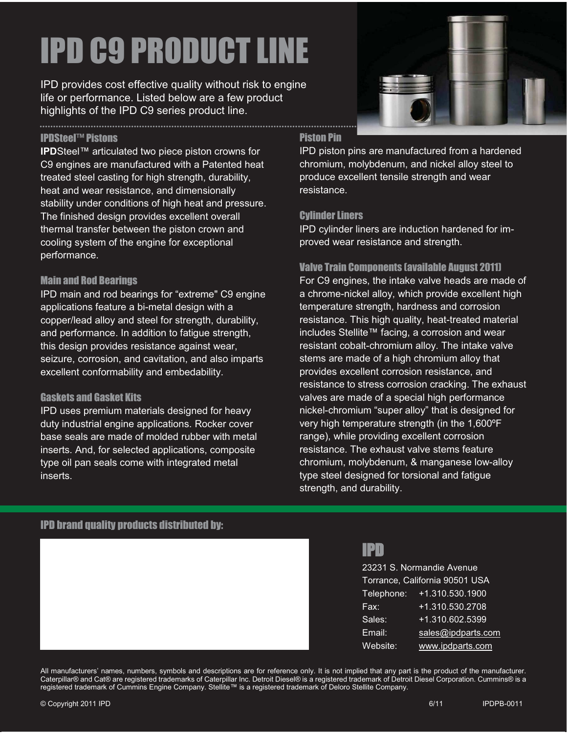# IPD C9 PRODUCT LINE

IPD provides cost effective quality without risk to engine life or performance. Listed below are a few product highlights of the IPD C9 series product line.

### IPDSteel™ Pistons

**IPD**Steel™ articulated two piece piston crowns for C9 engines are manufactured with a Patented heat treated steel casting for high strength, durability, heat and wear resistance, and dimensionally stability under conditions of high heat and pressure. The finished design provides excellent overall thermal transfer between the piston crown and cooling system of the engine for exceptional performance.

### Main and Rod Bearings

IPD main and rod bearings for "extreme" C9 engine applications feature a bi-metal design with a copper/lead alloy and steel for strength, durability, and performance. In addition to fatigue strength, this design provides resistance against wear, seizure, corrosion, and cavitation, and also imparts excellent conformability and embedability.

### Gaskets and Gasket Kits

IPD uses premium materials designed for heavy duty industrial engine applications. Rocker cover base seals are made of molded rubber with metal inserts. And, for selected applications, composite type oil pan seals come with integrated metal inserts.

### Piston Pin

IPD piston pins are manufactured from a hardened chromium, molybdenum, and nickel alloy steel to produce excellent tensile strength and wear resistance.

### Cylinder Liners

IPD cylinder liners are induction hardened for improved wear resistance and strength.

### Valve Train Components (available August 2011)

For C9 engines, the intake valve heads are made of a chrome-nickel alloy, which provide excellent high temperature strength, hardness and corrosion resistance. This high quality, heat-treated material includes Stellite™ facing, a corrosion and wear resistant cobalt-chromium alloy. The intake valve stems are made of a high chromium alloy that provides excellent corrosion resistance, and resistance to stress corrosion cracking. The exhaust valves are made of a special high performance nickel-chromium "super alloy" that is designed for very high temperature strength (in the 1,600ºF range), while providing excellent corrosion resistance. The exhaust valve stems feature chromium, molybdenum, & manganese low-alloy type steel designed for torsional and fatigue strength, and durability.

### IPD brand quality products distributed by:

**IPD**

23231 S. Normandie Avenue
Torrance, California 90501 USA

| | |
|---|---|
| Telephone: | +1.310.530.1900 |
| Fax: | +1.310.530.2708 |
| Sales: | +1.310.602.5399 |
| Email: | sales@ipdparts.com |
| Website: | www.ipdparts.com |

All manufacturers' names, numbers, symbols and descriptions are for reference only. It is not implied that any part is the product of the manufacturer. Caterpillar® and Cat® are registered trademarks of Caterpillar Inc. Detroit Diesel® is a registered trademark of Detroit Diesel Corporation. Cummins® is a registered trademark of Cummins Engine Company. Stellite™ is a registered trademark of Deloro Stellite Company.

© Copyright 2011 IPD 6/11 IPDPB-0011